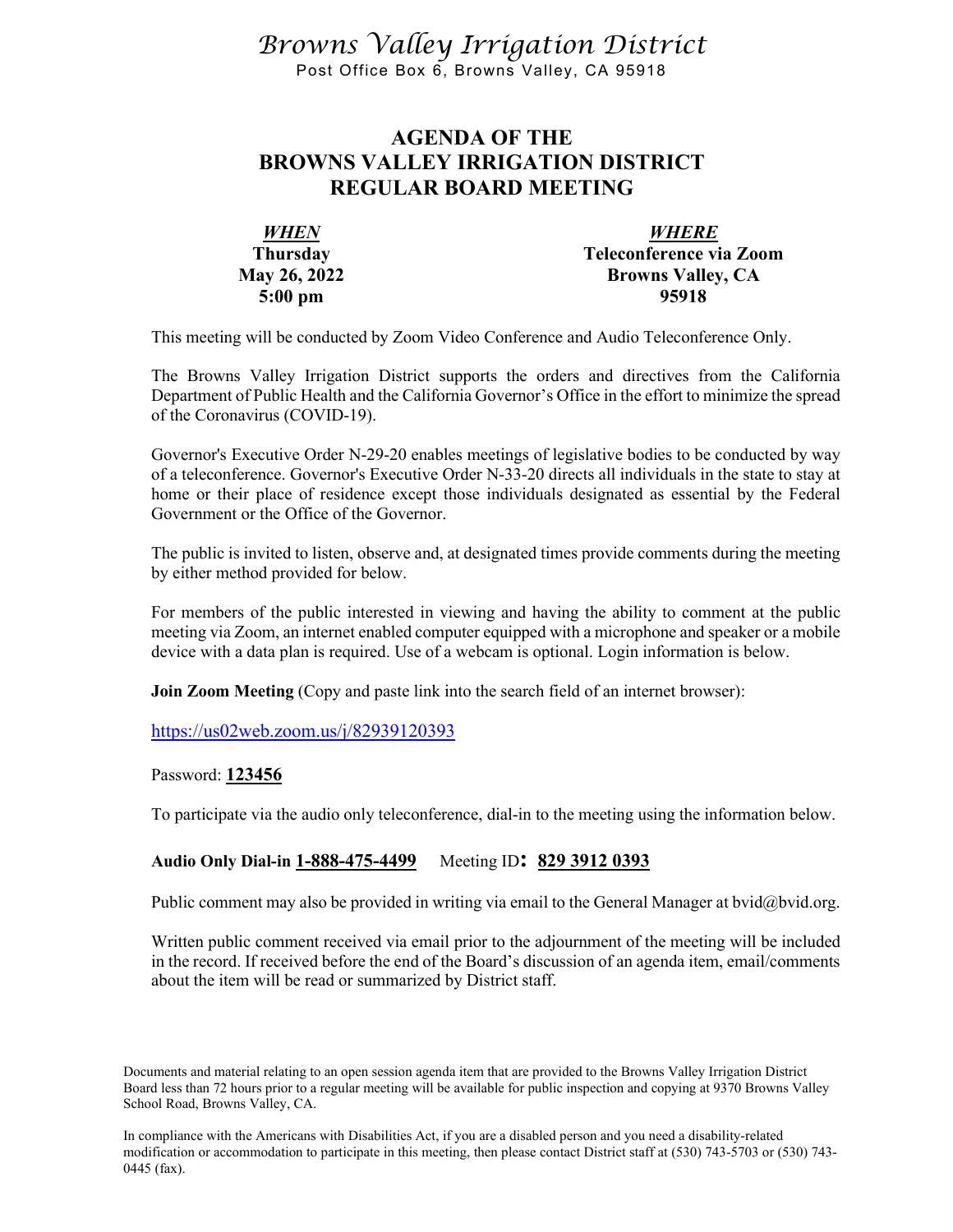*Browns Valley Irrigation District*

Post Office Box 6, Browns Valley, CA 95918

# AGENDA OF THE BROWNS VALLEY IRRIGATION DISTRICT REGULAR BOARD MEETING

***WHEN***
**Thursday**
**May 26, 2022**
**5:00 pm**

***WHERE***
**Teleconference via Zoom**
**Browns Valley, CA**
**95918**

This meeting will be conducted by Zoom Video Conference and Audio Teleconference Only.

The Browns Valley Irrigation District supports the orders and directives from the California Department of Public Health and the California Governor's Office in the effort to minimize the spread of the Coronavirus (COVID-19).

Governor's Executive Order N-29-20 enables meetings of legislative bodies to be conducted by way of a teleconference. Governor's Executive Order N-33-20 directs all individuals in the state to stay at home or their place of residence except those individuals designated as essential by the Federal Government or the Office of the Governor.

The public is invited to listen, observe and, at designated times provide comments during the meeting by either method provided for below.

For members of the public interested in viewing and having the ability to comment at the public meeting via Zoom, an internet enabled computer equipped with a microphone and speaker or a mobile device with a data plan is required. Use of a webcam is optional. Login information is below.

**Join Zoom Meeting** (Copy and paste link into the search field of an internet browser):

https://us02web.zoom.us/j/82939120393

Password: **123456**

To participate via the audio only teleconference, dial-in to the meeting using the information below.

**Audio Only Dial-in 1-888-475-4499** Meeting ID**: 829 3912 0393**

Public comment may also be provided in writing via email to the General Manager at bvid@bvid.org.

Written public comment received via email prior to the adjournment of the meeting will be included in the record. If received before the end of the Board's discussion of an agenda item, email/comments about the item will be read or summarized by District staff.

Documents and material relating to an open session agenda item that are provided to the Browns Valley Irrigation District Board less than 72 hours prior to a regular meeting will be available for public inspection and copying at 9370 Browns Valley School Road, Browns Valley, CA.

In compliance with the Americans with Disabilities Act, if you are a disabled person and you need a disability-related modification or accommodation to participate in this meeting, then please contact District staff at (530) 743-5703 or (530) 743-0445 (fax).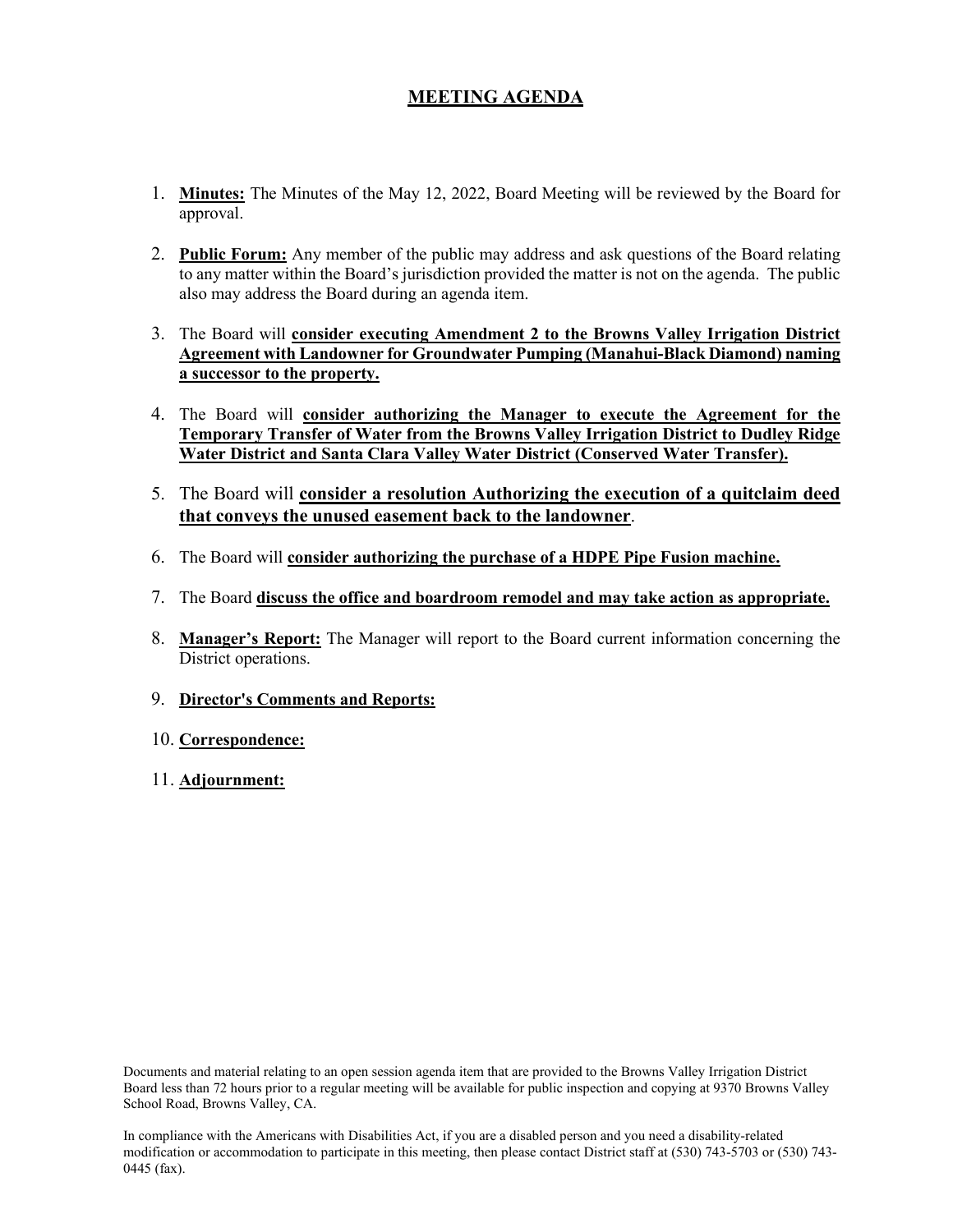## MEETING AGENDA

1. **Minutes:** The Minutes of the May 12, 2022, Board Meeting will be reviewed by the Board for approval.

2. **Public Forum:** Any member of the public may address and ask questions of the Board relating to any matter within the Board's jurisdiction provided the matter is not on the agenda. The public also may address the Board during an agenda item.

3. The Board will **consider executing Amendment 2 to the Browns Valley Irrigation District Agreement with Landowner for Groundwater Pumping (Manahui-Black Diamond) naming a successor to the property.**

4. The Board will **consider authorizing the Manager to execute the Agreement for the Temporary Transfer of Water from the Browns Valley Irrigation District to Dudley Ridge Water District and Santa Clara Valley Water District (Conserved Water Transfer).**

5. The Board will **consider a resolution Authorizing the execution of a quitclaim deed that conveys the unused easement back to the landowner**.

6. The Board will **consider authorizing the purchase of a HDPE Pipe Fusion machine.**

7. The Board **discuss the office and boardroom remodel and may take action as appropriate.**

8. **Manager's Report:** The Manager will report to the Board current information concerning the District operations.

9. **Director's Comments and Reports:**

10. **Correspondence:**

11. **Adjournment:**

Documents and material relating to an open session agenda item that are provided to the Browns Valley Irrigation District Board less than 72 hours prior to a regular meeting will be available for public inspection and copying at 9370 Browns Valley School Road, Browns Valley, CA.

In compliance with the Americans with Disabilities Act, if you are a disabled person and you need a disability-related modification or accommodation to participate in this meeting, then please contact District staff at (530) 743-5703 or (530) 743-0445 (fax).